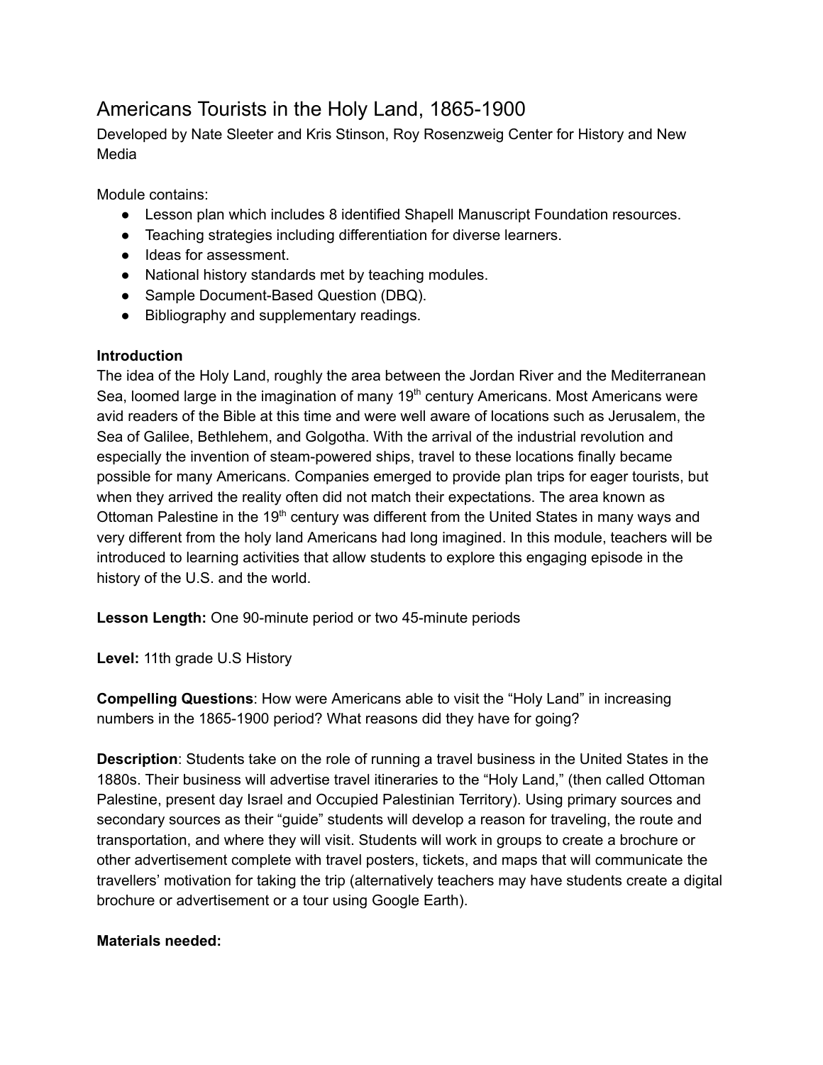# Americans Tourists in the Holy Land, 1865-1900

Developed by Nate Sleeter and Kris Stinson, Roy Rosenzweig Center for History and New Media

Module contains:

- Lesson plan which includes 8 identified Shapell Manuscript Foundation resources.
- Teaching strategies including differentiation for diverse learners.
- Ideas for assessment.
- National history standards met by teaching modules.
- Sample Document-Based Question (DBQ).
- Bibliography and supplementary readings.

**Introduction**

The idea of the Holy Land, roughly the area between the Jordan River and the Mediterranean Sea, loomed large in the imagination of many 19th century Americans. Most Americans were avid readers of the Bible at this time and were well aware of locations such as Jerusalem, the Sea of Galilee, Bethlehem, and Golgotha. With the arrival of the industrial revolution and especially the invention of steam-powered ships, travel to these locations finally became possible for many Americans. Companies emerged to provide plan trips for eager tourists, but when they arrived the reality often did not match their expectations. The area known as Ottoman Palestine in the 19th century was different from the United States in many ways and very different from the holy land Americans had long imagined. In this module, teachers will be introduced to learning activities that allow students to explore this engaging episode in the history of the U.S. and the world.

**Lesson Length:** One 90-minute period or two 45-minute periods

**Level:** 11th grade U.S History

**Compelling Questions**: How were Americans able to visit the "Holy Land" in increasing numbers in the 1865-1900 period? What reasons did they have for going?

**Description**: Students take on the role of running a travel business in the United States in the 1880s. Their business will advertise travel itineraries to the "Holy Land," (then called Ottoman Palestine, present day Israel and Occupied Palestinian Territory). Using primary sources and secondary sources as their "guide" students will develop a reason for traveling, the route and transportation, and where they will visit. Students will work in groups to create a brochure or other advertisement complete with travel posters, tickets, and maps that will communicate the travellers' motivation for taking the trip (alternatively teachers may have students create a digital brochure or advertisement or a tour using Google Earth).

**Materials needed:**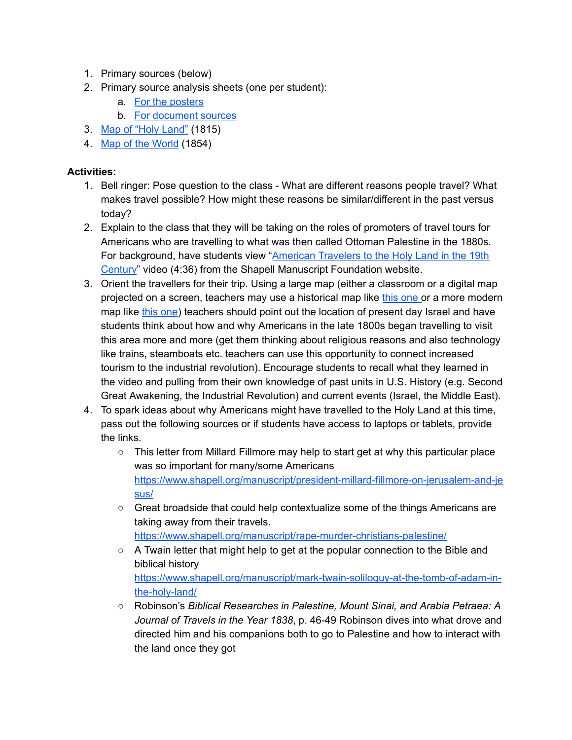1. Primary sources (below)
2. Primary source analysis sheets (one per student):
    a. For the posters
    b. For document sources
3. Map of "Holy Land" (1815)
4. Map of the World (1854)

**Activities:**

1. Bell ringer: Pose question to the class - What are different reasons people travel? What makes travel possible? How might these reasons be similar/different in the past versus today?
2. Explain to the class that they will be taking on the roles of promoters of travel tours for Americans who are travelling to what was then called Ottoman Palestine in the 1880s. For background, have students view "American Travelers to the Holy Land in the 19th Century" video (4:36) from the Shapell Manuscript Foundation website.
3. Orient the travellers for their trip. Using a large map (either a classroom or a digital map projected on a screen, teachers may use a historical map like this one or a more modern map like this one) teachers should point out the location of present day Israel and have students think about how and why Americans in the late 1800s began travelling to visit this area more and more (get them thinking about religious reasons and also technology like trains, steamboats etc. teachers can use this opportunity to connect increased tourism to the industrial revolution). Encourage students to recall what they learned in the video and pulling from their own knowledge of past units in U.S. History (e.g. Second Great Awakening, the Industrial Revolution) and current events (Israel, the Middle East).
4. To spark ideas about why Americans might have travelled to the Holy Land at this time, pass out the following sources or if students have access to laptops or tablets, provide the links.
    - This letter from Millard Fillmore may help to start get at why this particular place was so important for many/some Americans https://www.shapell.org/manuscript/president-millard-fillmore-on-jerusalem-and-jesus/
    - Great broadside that could help contextualize some of the things Americans are taking away from their travels. https://www.shapell.org/manuscript/rape-murder-christians-palestine/
    - A Twain letter that might help to get at the popular connection to the Bible and biblical history https://www.shapell.org/manuscript/mark-twain-soliloquy-at-the-tomb-of-adam-in-the-holy-land/
    - Robinson's *Biblical Researches in Palestine, Mount Sinai, and Arabia Petraea: A Journal of Travels in the Year 1838*, p. 46-49 Robinson dives into what drove and directed him and his companions both to go to Palestine and how to interact with the land once they got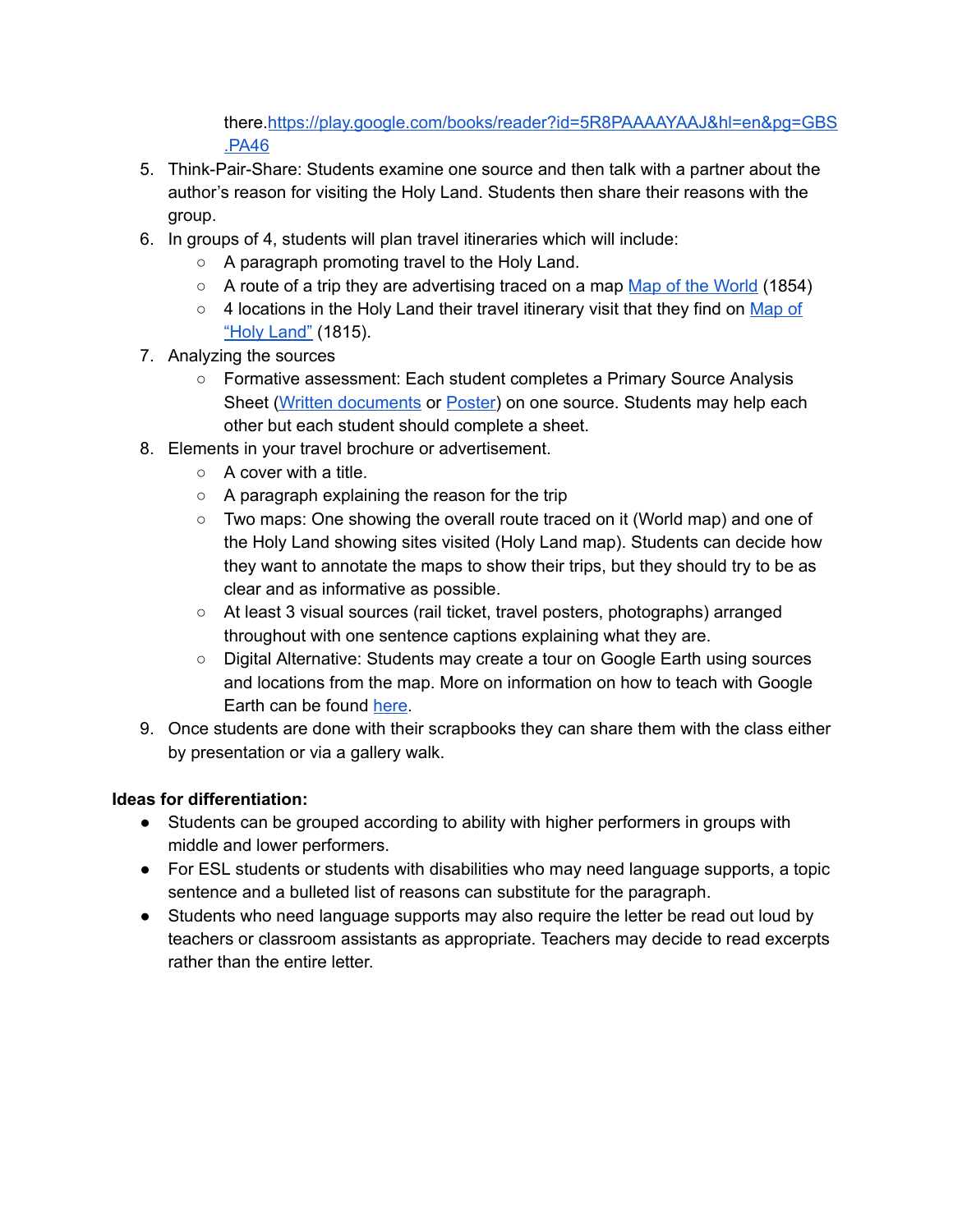there.https://play.google.com/books/reader?id=5R8PAAAAYAAJ&hl=en&pg=GBS.PA46

5. Think-Pair-Share: Students examine one source and then talk with a partner about the author's reason for visiting the Holy Land. Students then share their reasons with the group.
6. In groups of 4, students will plan travel itineraries which will include:
    - A paragraph promoting travel to the Holy Land.
    - A route of a trip they are advertising traced on a map Map of the World (1854)
    - 4 locations in the Holy Land their travel itinerary visit that they find on Map of "Holy Land" (1815).
7. Analyzing the sources
    - Formative assessment: Each student completes a Primary Source Analysis Sheet (Written documents or Poster) on one source. Students may help each other but each student should complete a sheet.
8. Elements in your travel brochure or advertisement.
    - A cover with a title.
    - A paragraph explaining the reason for the trip
    - Two maps: One showing the overall route traced on it (World map) and one of the Holy Land showing sites visited (Holy Land map). Students can decide how they want to annotate the maps to show their trips, but they should try to be as clear and as informative as possible.
    - At least 3 visual sources (rail ticket, travel posters, photographs) arranged throughout with one sentence captions explaining what they are.
    - Digital Alternative: Students may create a tour on Google Earth using sources and locations from the map. More on information on how to teach with Google Earth can be found here.
9. Once students are done with their scrapbooks they can share them with the class either by presentation or via a gallery walk.

**Ideas for differentiation:**

- Students can be grouped according to ability with higher performers in groups with middle and lower performers.
- For ESL students or students with disabilities who may need language supports, a topic sentence and a bulleted list of reasons can substitute for the paragraph.
- Students who need language supports may also require the letter be read out loud by teachers or classroom assistants as appropriate. Teachers may decide to read excerpts rather than the entire letter.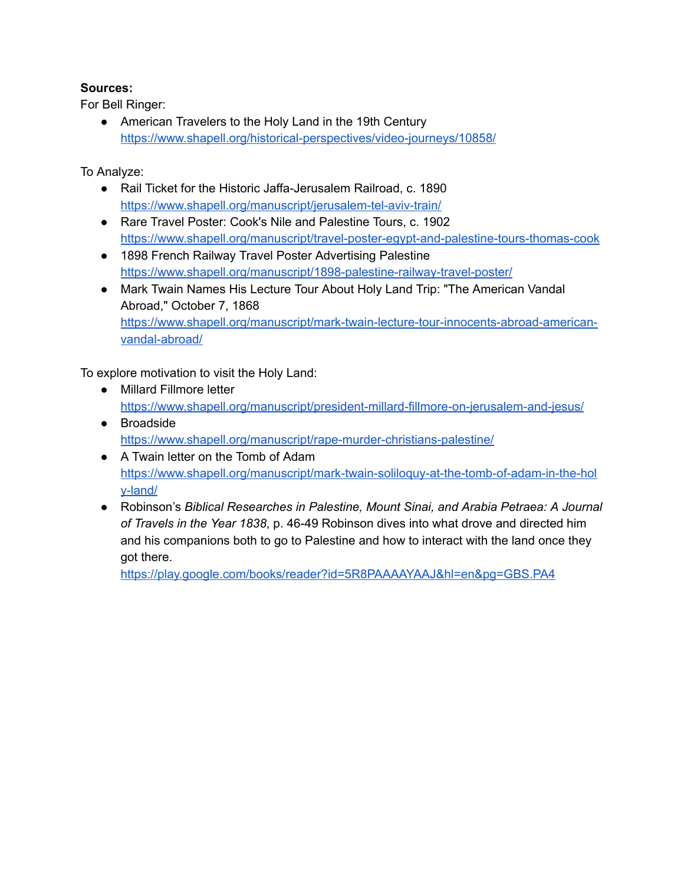**Sources:**

For Bell Ringer:

- American Travelers to the Holy Land in the 19th Century
  https://www.shapell.org/historical-perspectives/video-journeys/10858/

To Analyze:

- Rail Ticket for the Historic Jaffa-Jerusalem Railroad, c. 1890
  https://www.shapell.org/manuscript/jerusalem-tel-aviv-train/
- Rare Travel Poster: Cook's Nile and Palestine Tours, c. 1902
  https://www.shapell.org/manuscript/travel-poster-egypt-and-palestine-tours-thomas-cook
- 1898 French Railway Travel Poster Advertising Palestine
  https://www.shapell.org/manuscript/1898-palestine-railway-travel-poster/
- Mark Twain Names His Lecture Tour About Holy Land Trip: "The American Vandal Abroad," October 7, 1868
  https://www.shapell.org/manuscript/mark-twain-lecture-tour-innocents-abroad-american-vandal-abroad/

To explore motivation to visit the Holy Land:

- Millard Fillmore letter
  https://www.shapell.org/manuscript/president-millard-fillmore-on-jerusalem-and-jesus/
- Broadside
  https://www.shapell.org/manuscript/rape-murder-christians-palestine/
- A Twain letter on the Tomb of Adam
  https://www.shapell.org/manuscript/mark-twain-soliloquy-at-the-tomb-of-adam-in-the-holy-land/
- Robinson's *Biblical Researches in Palestine, Mount Sinai, and Arabia Petraea: A Journal of Travels in the Year 1838*, p. 46-49 Robinson dives into what drove and directed him and his companions both to go to Palestine and how to interact with the land once they got there.
  https://play.google.com/books/reader?id=5R8PAAAAYAAJ&hl=en&pg=GBS.PA4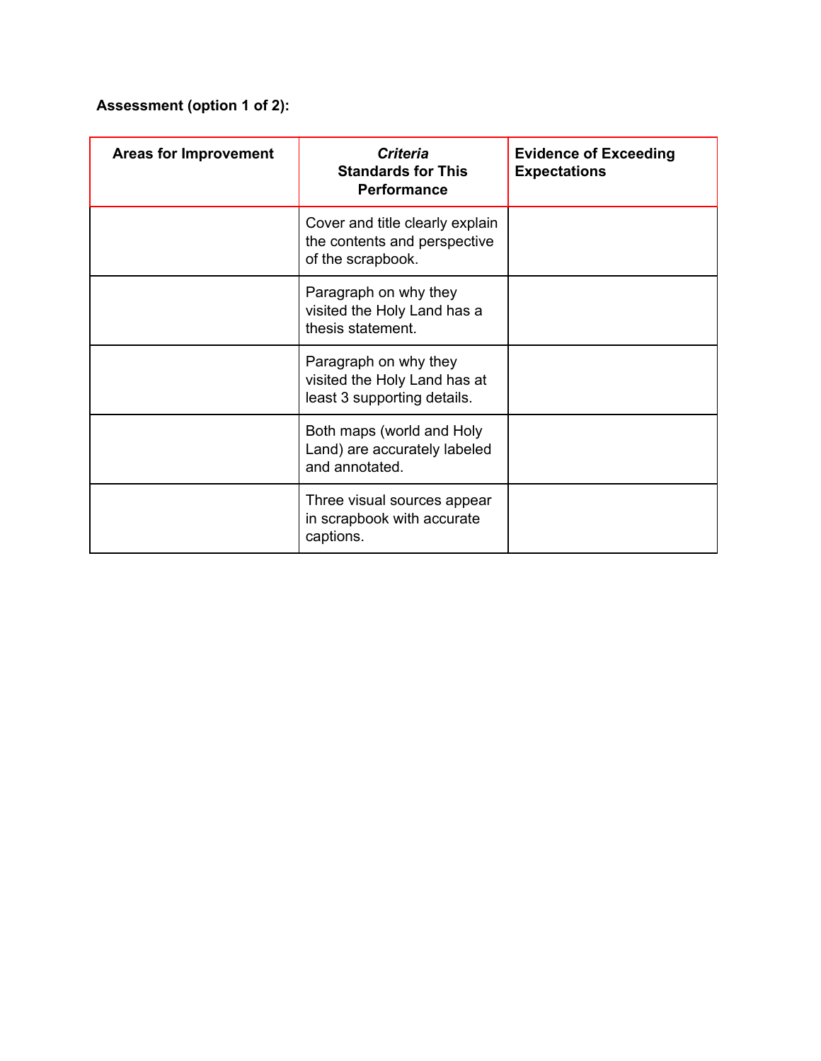**Assessment (option 1 of 2):**

| Areas for Improvement | *Criteria* Standards for This Performance | Evidence of Exceeding Expectations |
| --- | --- | --- |
| | Cover and title clearly explain the contents and perspective of the scrapbook. | |
| | Paragraph on why they visited the Holy Land has a thesis statement. | |
| | Paragraph on why they visited the Holy Land has at least 3 supporting details. | |
| | Both maps (world and Holy Land) are accurately labeled and annotated. | |
| | Three visual sources appear in scrapbook with accurate captions. | |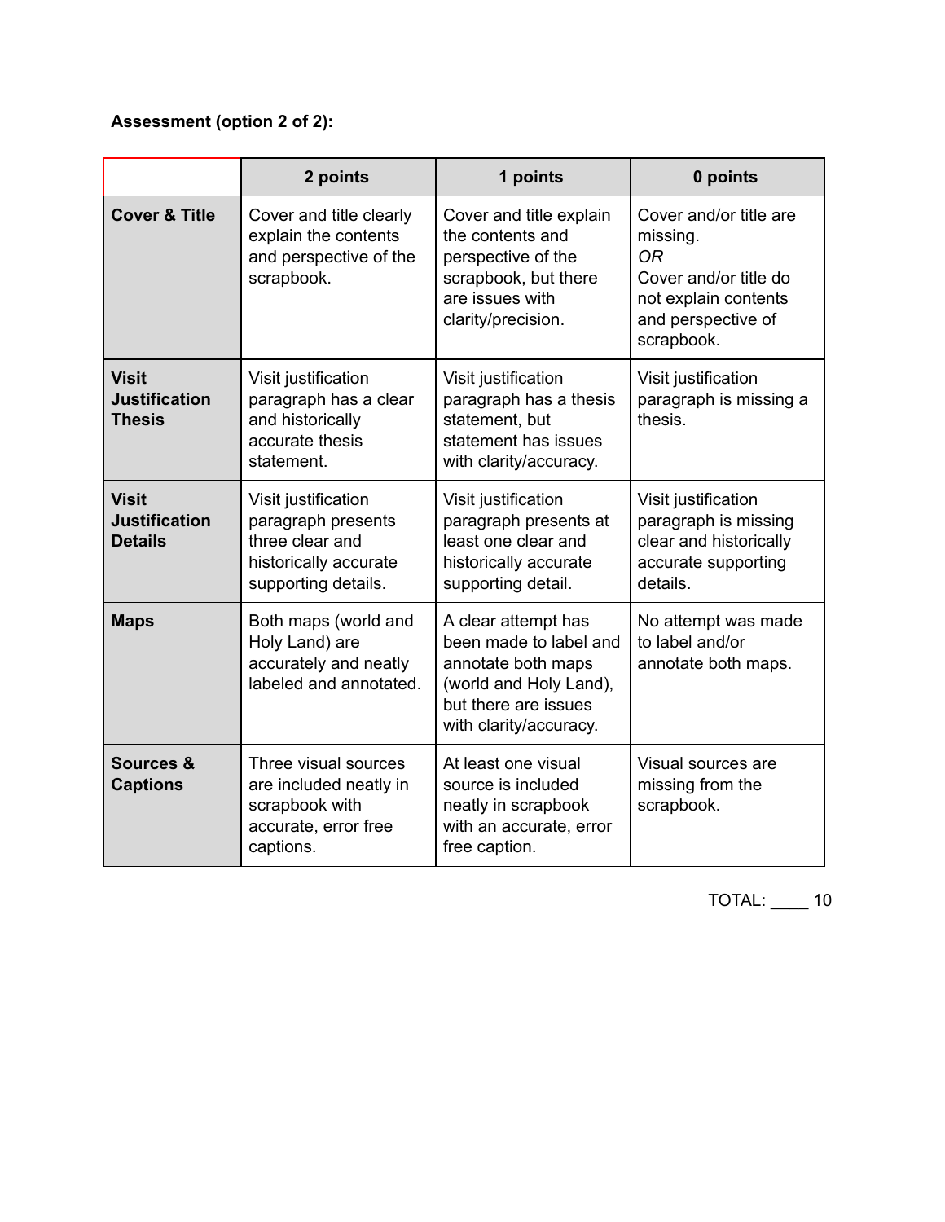**Assessment (option 2 of 2):**

| | 2 points | 1 points | 0 points |
|---|---|---|---|
| **Cover & Title** | Cover and title clearly explain the contents and perspective of the scrapbook. | Cover and title explain the contents and perspective of the scrapbook, but there are issues with clarity/precision. | Cover and/or title are missing.<br>*OR*<br>Cover and/or title do not explain contents and perspective of scrapbook. |
| **Visit Justification Thesis** | Visit justification paragraph has a clear and historically accurate thesis statement. | Visit justification paragraph has a thesis statement, but statement has issues with clarity/accuracy. | Visit justification paragraph is missing a thesis. |
| **Visit Justification Details** | Visit justification paragraph presents three clear and historically accurate supporting details. | Visit justification paragraph presents at least one clear and historically accurate supporting detail. | Visit justification paragraph is missing clear and historically accurate supporting details. |
| **Maps** | Both maps (world and Holy Land) are accurately and neatly labeled and annotated. | A clear attempt has been made to label and annotate both maps (world and Holy Land), but there are issues with clarity/accuracy. | No attempt was made to label and/or annotate both maps. |
| **Sources & Captions** | Three visual sources are included neatly in scrapbook with accurate, error free captions. | At least one visual source is included neatly in scrapbook with an accurate, error free caption. | Visual sources are missing from the scrapbook. |

TOTAL: ____ 10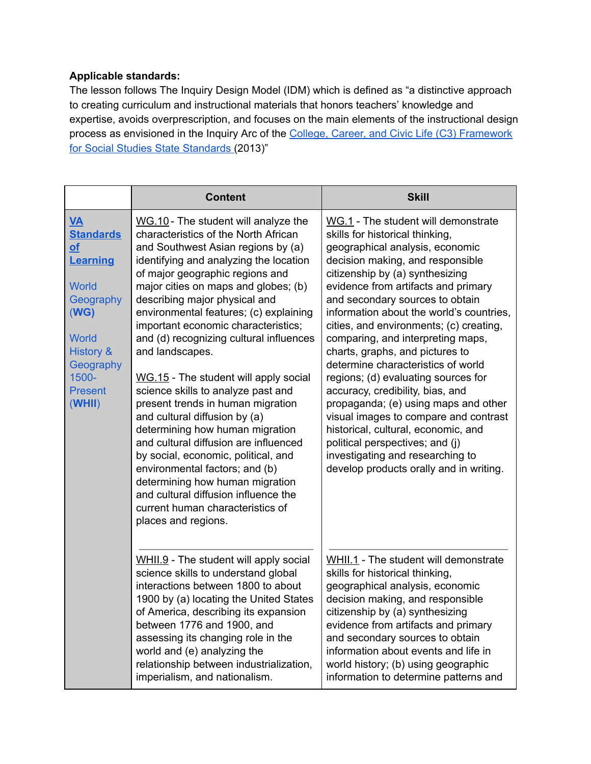**Applicable standards:**
The lesson follows The Inquiry Design Model (IDM) which is defined as "a distinctive approach to creating curriculum and instructional materials that honors teachers' knowledge and expertise, avoids overprescription, and focuses on the main elements of the instructional design process as envisioned in the Inquiry Arc of the College, Career, and Civic Life (C3) Framework for Social Studies State Standards (2013)"

| | Content | Skill |
|---|---|---|
| **VA Standards of Learning**<br><br>World Geography (**WG**)<br><br>World History & Geography 1500-Present (**WHII**) | WG.10 - The student will analyze the characteristics of the North African and Southwest Asian regions by (a) identifying and analyzing the location of major geographic regions and major cities on maps and globes; (b) describing major physical and environmental features; (c) explaining important economic characteristics; and (d) recognizing cultural influences and landscapes.<br><br>WG.15 - The student will apply social science skills to analyze past and present trends in human migration and cultural diffusion by (a) determining how human migration and cultural diffusion are influenced by social, economic, political, and environmental factors; and (b) determining how human migration and cultural diffusion influence the current human characteristics of places and regions. | WG.1 - The student will demonstrate skills for historical thinking, geographical analysis, economic decision making, and responsible citizenship by (a) synthesizing evidence from artifacts and primary and secondary sources to obtain information about the world's countries, cities, and environments; (c) creating, comparing, and interpreting maps, charts, graphs, and pictures to determine characteristics of world regions; (d) evaluating sources for accuracy, credibility, bias, and propaganda; (e) using maps and other visual images to compare and contrast historical, cultural, economic, and political perspectives; and (j) investigating and researching to develop products orally and in writing. |
| | WHII.9 - The student will apply social science skills to understand global interactions between 1800 to about 1900 by (a) locating the United States of America, describing its expansion between 1776 and 1900, and assessing its changing role in the world and (e) analyzing the relationship between industrialization, imperialism, and nationalism. | WHII.1 - The student will demonstrate skills for historical thinking, geographical analysis, economic decision making, and responsible citizenship by (a) synthesizing evidence from artifacts and primary and secondary sources to obtain information about events and life in world history; (b) using geographic information to determine patterns and |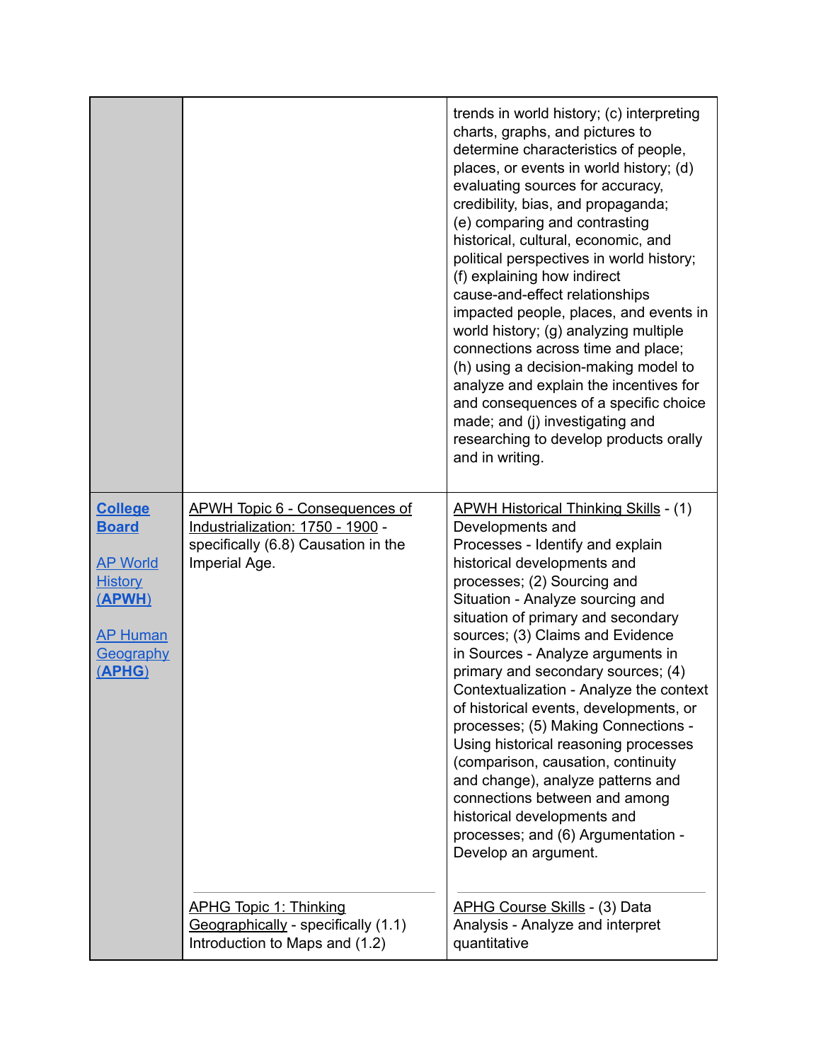| | | |
|---|---|---|
| | | trends in world history; (c) interpreting charts, graphs, and pictures to determine characteristics of people, places, or events in world history; (d) evaluating sources for accuracy, credibility, bias, and propaganda; (e) comparing and contrasting historical, cultural, economic, and political perspectives in world history; (f) explaining how indirect cause-and-effect relationships impacted people, places, and events in world history; (g) analyzing multiple connections across time and place; (h) using a decision-making model to analyze and explain the incentives for and consequences of a specific choice made; and (j) investigating and researching to develop products orally and in writing. |
| **College Board**<br><br>AP World History **(APWH)**<br><br>AP Human Geography **(APHG)** | APWH Topic 6 - Consequences of Industrialization: 1750 - 1900 - specifically (6.8) Causation in the Imperial Age. | APWH Historical Thinking Skills - (1) Developments and Processes - Identify and explain historical developments and processes; (2) Sourcing and Situation - Analyze sourcing and situation of primary and secondary sources; (3) Claims and Evidence in Sources - Analyze arguments in primary and secondary sources; (4) Contextualization - Analyze the context of historical events, developments, or processes; (5) Making Connections - Using historical reasoning processes (comparison, causation, continuity and change), analyze patterns and connections between and among historical developments and processes; and (6) Argumentation - Develop an argument. |
| | APHG Topic 1: Thinking Geographically - specifically (1.1) Introduction to Maps and (1.2) | APHG Course Skills - (3) Data Analysis - Analyze and interpret quantitative |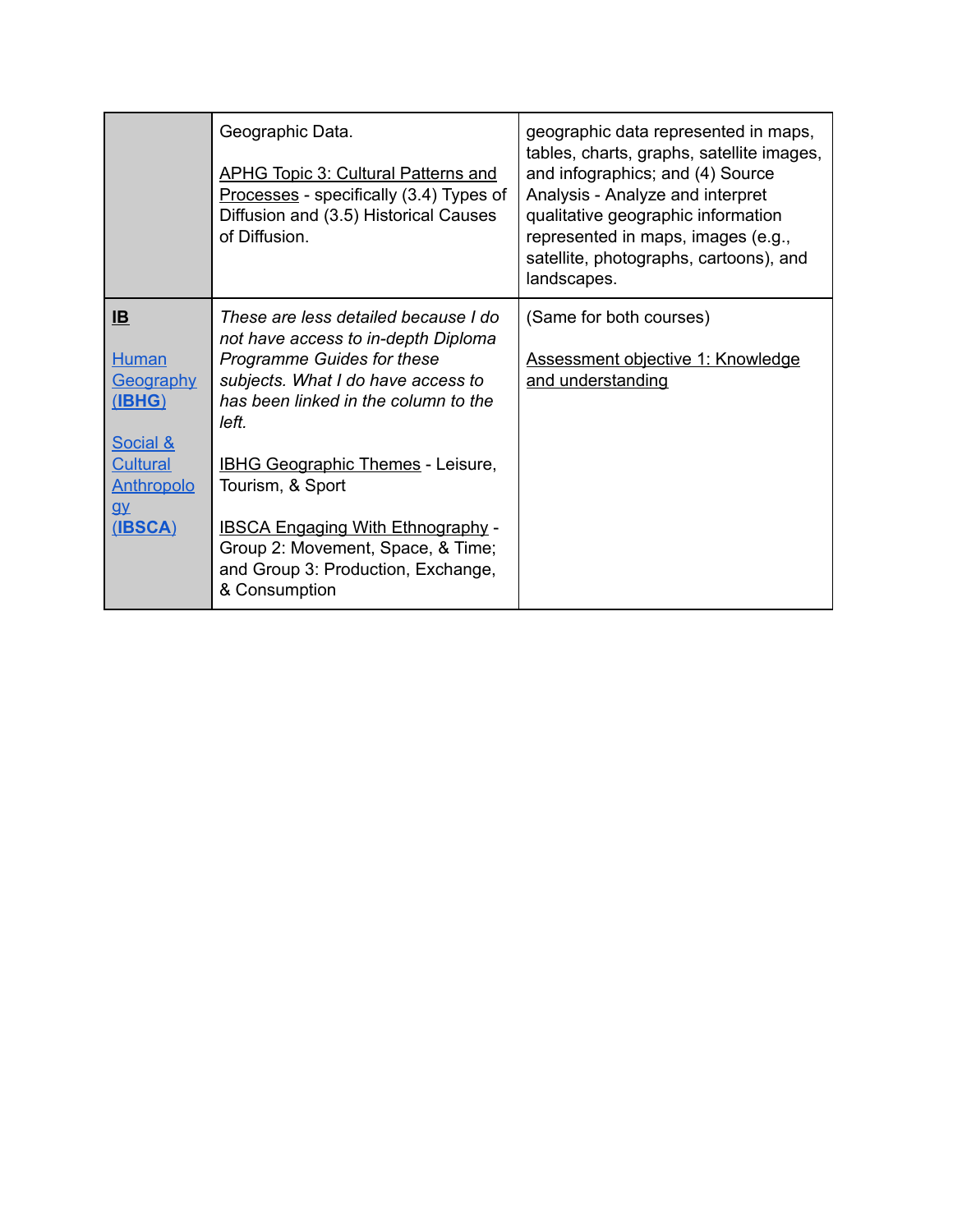| | | |
|---|---|---|
| | Geographic Data.<br><br>APHG Topic 3: Cultural Patterns and Processes - specifically (3.4) Types of Diffusion and (3.5) Historical Causes of Diffusion. | geographic data represented in maps, tables, charts, graphs, satellite images, and infographics; and (4) Source Analysis - Analyze and interpret qualitative geographic information represented in maps, images (e.g., satellite, photographs, cartoons), and landscapes. |
| **IB**<br><br>Human Geography (**IBHG**)<br><br>Social & Cultural Anthropology (**IBSCA**) | *These are less detailed because I do not have access to in-depth Diploma Programme Guides for these subjects. What I do have access to has been linked in the column to the left.*<br><br>IBHG Geographic Themes - Leisure, Tourism, & Sport<br><br>IBSCA Engaging With Ethnography - Group 2: Movement, Space, & Time; and Group 3: Production, Exchange, & Consumption | (Same for both courses)<br><br>Assessment objective 1: Knowledge and understanding |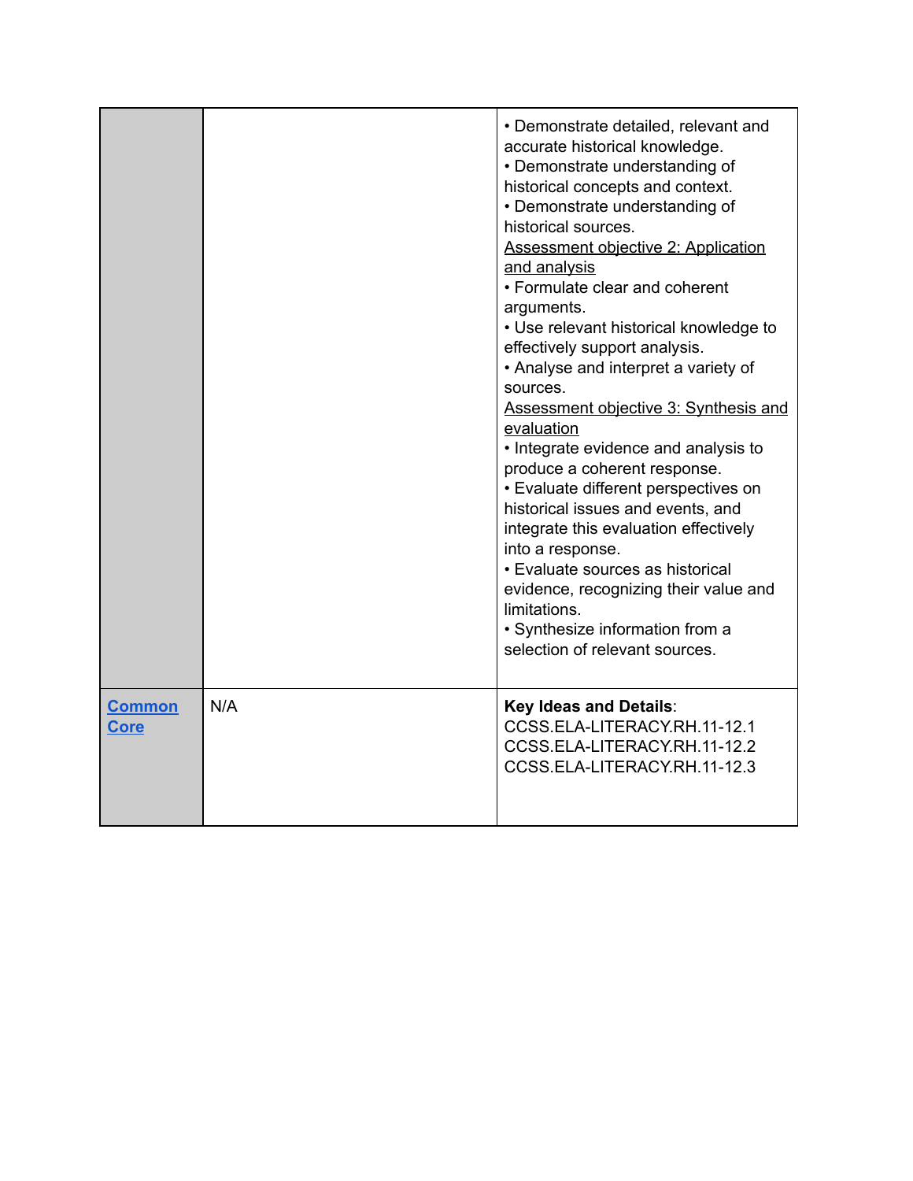| | | |
|---|---|---|
| | | • Demonstrate detailed, relevant and accurate historical knowledge.<br>• Demonstrate understanding of historical concepts and context.<br>• Demonstrate understanding of historical sources.<br><u>Assessment objective 2: Application and analysis</u><br>• Formulate clear and coherent arguments.<br>• Use relevant historical knowledge to effectively support analysis.<br>• Analyse and interpret a variety of sources.<br><u>Assessment objective 3: Synthesis and evaluation</u><br>• Integrate evidence and analysis to produce a coherent response.<br>• Evaluate different perspectives on historical issues and events, and integrate this evaluation effectively into a response.<br>• Evaluate sources as historical evidence, recognizing their value and limitations.<br>• Synthesize information from a selection of relevant sources. |
| **Common Core** | N/A | **Key Ideas and Details**:<br>CCSS.ELA-LITERACY.RH.11-12.1<br>CCSS.ELA-LITERACY.RH.11-12.2<br>CCSS.ELA-LITERACY.RH.11-12.3 |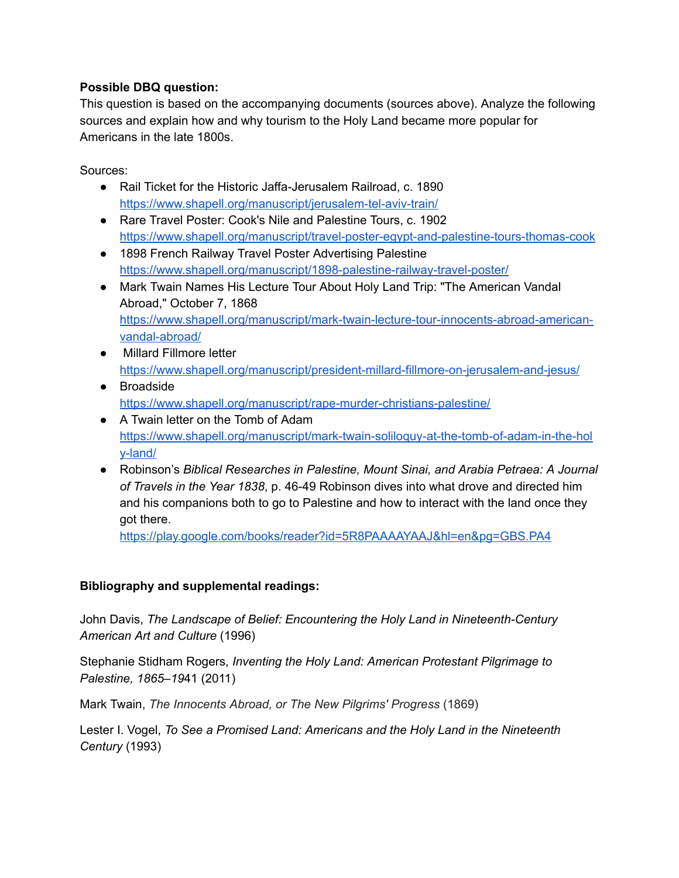**Possible DBQ question:**

This question is based on the accompanying documents (sources above). Analyze the following sources and explain how and why tourism to the Holy Land became more popular for Americans in the late 1800s.

Sources:

- Rail Ticket for the Historic Jaffa-Jerusalem Railroad, c. 1890
  https://www.shapell.org/manuscript/jerusalem-tel-aviv-train/
- Rare Travel Poster: Cook's Nile and Palestine Tours, c. 1902
  https://www.shapell.org/manuscript/travel-poster-egypt-and-palestine-tours-thomas-cook
- 1898 French Railway Travel Poster Advertising Palestine
  https://www.shapell.org/manuscript/1898-palestine-railway-travel-poster/
- Mark Twain Names His Lecture Tour About Holy Land Trip: "The American Vandal Abroad," October 7, 1868
  https://www.shapell.org/manuscript/mark-twain-lecture-tour-innocents-abroad-american-vandal-abroad/
- Millard Fillmore letter
  https://www.shapell.org/manuscript/president-millard-fillmore-on-jerusalem-and-jesus/
- Broadside
  https://www.shapell.org/manuscript/rape-murder-christians-palestine/
- A Twain letter on the Tomb of Adam
  https://www.shapell.org/manuscript/mark-twain-soliloquy-at-the-tomb-of-adam-in-the-holy-land/
- Robinson's *Biblical Researches in Palestine, Mount Sinai, and Arabia Petraea: A Journal of Travels in the Year 1838*, p. 46-49 Robinson dives into what drove and directed him and his companions both to go to Palestine and how to interact with the land once they got there.
  https://play.google.com/books/reader?id=5R8PAAAAYAAJ&hl=en&pg=GBS.PA4

**Bibliography and supplemental readings:**

John Davis, *The Landscape of Belief: Encountering the Holy Land in Nineteenth-Century American Art and Culture* (1996)

Stephanie Stidham Rogers, *Inventing the Holy Land: American Protestant Pilgrimage to Palestine, 1865–1941* (2011)

Mark Twain, *The Innocents Abroad, or The New Pilgrims' Progress* (1869)

Lester I. Vogel, *To See a Promised Land: Americans and the Holy Land in the Nineteenth Century* (1993)